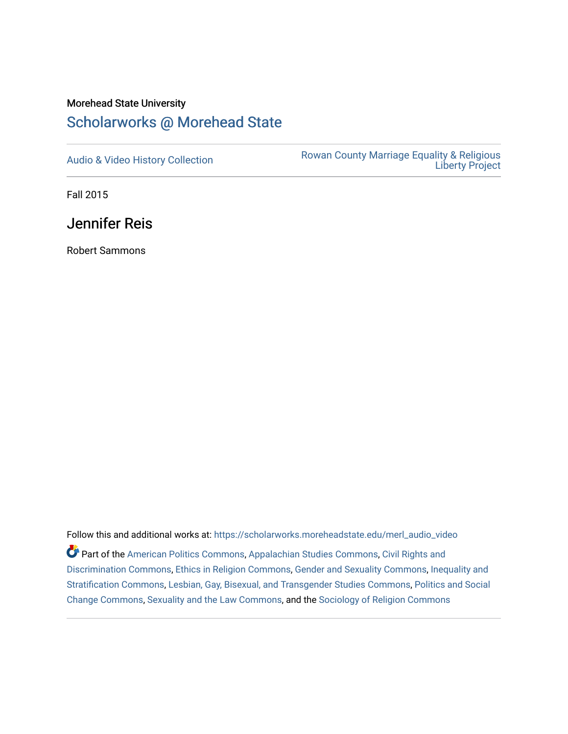Morehead State University

# Scholarworks @ Morehead State

Audio & Video History Collection

Rowan County Marriage Equality & Religious Liberty Project

Fall 2015

## Jennifer Reis

Robert Sammons

Follow this and additional works at: https://scholarworks.moreheadstate.edu/merl_audio_video

Part of the American Politics Commons, Appalachian Studies Commons, Civil Rights and Discrimination Commons, Ethics in Religion Commons, Gender and Sexuality Commons, Inequality and Stratification Commons, Lesbian, Gay, Bisexual, and Transgender Studies Commons, Politics and Social Change Commons, Sexuality and the Law Commons, and the Sociology of Religion Commons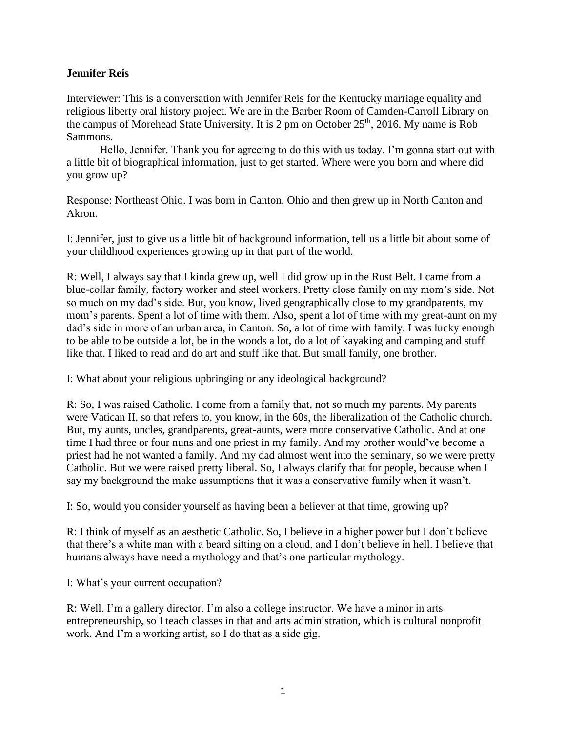**Jennifer Reis**

Interviewer: This is a conversation with Jennifer Reis for the Kentucky marriage equality and religious liberty oral history project. We are in the Barber Room of Camden-Carroll Library on the campus of Morehead State University. It is 2 pm on October 25th, 2016. My name is Rob Sammons.

Hello, Jennifer. Thank you for agreeing to do this with us today. I'm gonna start out with a little bit of biographical information, just to get started. Where were you born and where did you grow up?

Response: Northeast Ohio. I was born in Canton, Ohio and then grew up in North Canton and Akron.

I: Jennifer, just to give us a little bit of background information, tell us a little bit about some of your childhood experiences growing up in that part of the world.

R: Well, I always say that I kinda grew up, well I did grow up in the Rust Belt. I came from a blue-collar family, factory worker and steel workers. Pretty close family on my mom's side. Not so much on my dad's side. But, you know, lived geographically close to my grandparents, my mom's parents. Spent a lot of time with them. Also, spent a lot of time with my great-aunt on my dad's side in more of an urban area, in Canton. So, a lot of time with family. I was lucky enough to be able to be outside a lot, be in the woods a lot, do a lot of kayaking and camping and stuff like that. I liked to read and do art and stuff like that. But small family, one brother.

I: What about your religious upbringing or any ideological background?

R: So, I was raised Catholic. I come from a family that, not so much my parents. My parents were Vatican II, so that refers to, you know, in the 60s, the liberalization of the Catholic church. But, my aunts, uncles, grandparents, great-aunts, were more conservative Catholic. And at one time I had three or four nuns and one priest in my family. And my brother would've become a priest had he not wanted a family. And my dad almost went into the seminary, so we were pretty Catholic. But we were raised pretty liberal. So, I always clarify that for people, because when I say my background the make assumptions that it was a conservative family when it wasn't.

I: So, would you consider yourself as having been a believer at that time, growing up?

R: I think of myself as an aesthetic Catholic. So, I believe in a higher power but I don't believe that there's a white man with a beard sitting on a cloud, and I don't believe in hell. I believe that humans always have need a mythology and that's one particular mythology.

I: What's your current occupation?

R: Well, I'm a gallery director. I'm also a college instructor. We have a minor in arts entrepreneurship, so I teach classes in that and arts administration, which is cultural nonprofit work. And I'm a working artist, so I do that as a side gig.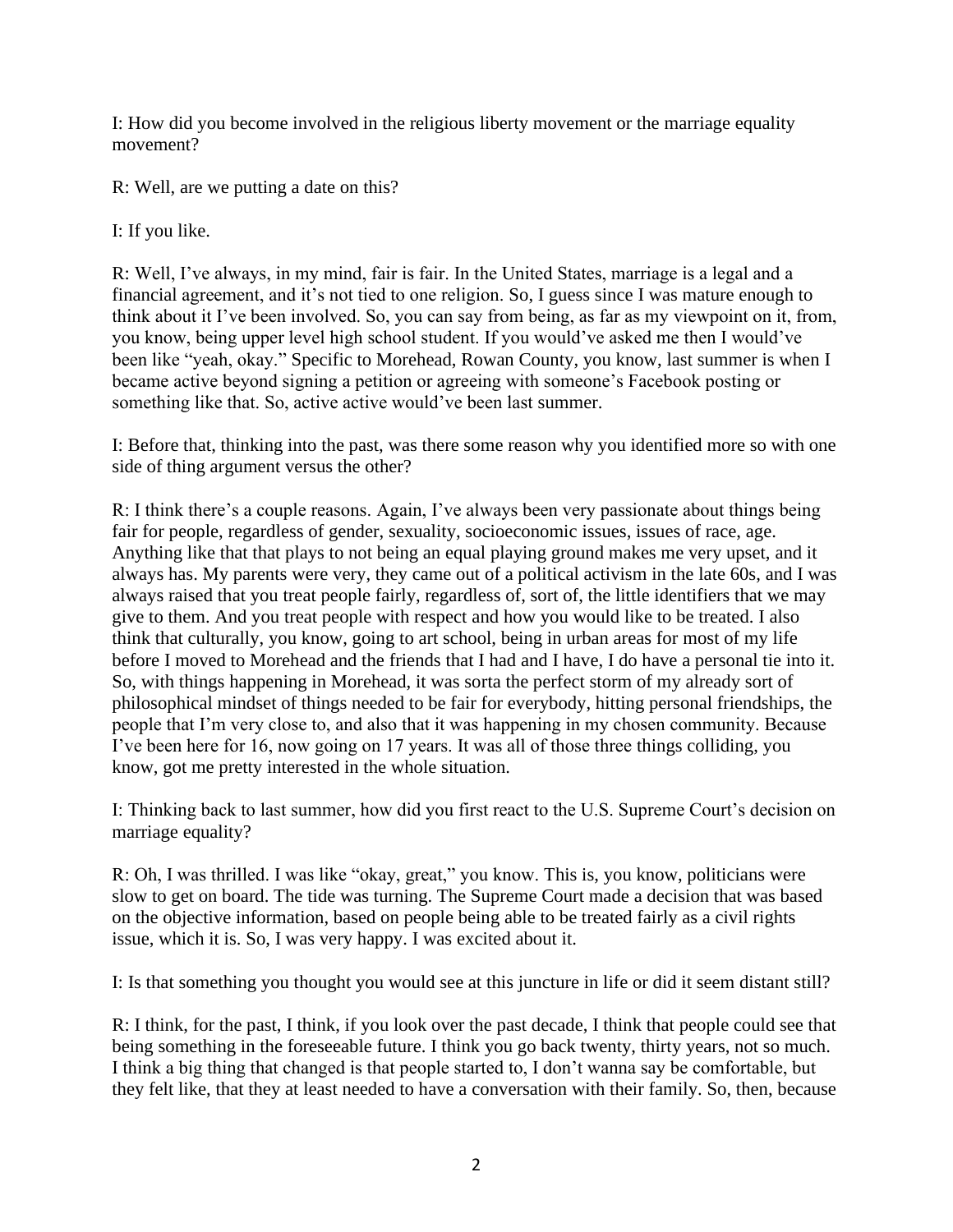I: How did you become involved in the religious liberty movement or the marriage equality movement?

R: Well, are we putting a date on this?

I: If you like.

R: Well, I've always, in my mind, fair is fair. In the United States, marriage is a legal and a financial agreement, and it's not tied to one religion. So, I guess since I was mature enough to think about it I've been involved. So, you can say from being, as far as my viewpoint on it, from, you know, being upper level high school student. If you would've asked me then I would've been like "yeah, okay." Specific to Morehead, Rowan County, you know, last summer is when I became active beyond signing a petition or agreeing with someone's Facebook posting or something like that. So, active active would've been last summer.

I: Before that, thinking into the past, was there some reason why you identified more so with one side of thing argument versus the other?

R: I think there's a couple reasons. Again, I've always been very passionate about things being fair for people, regardless of gender, sexuality, socioeconomic issues, issues of race, age. Anything like that that plays to not being an equal playing ground makes me very upset, and it always has. My parents were very, they came out of a political activism in the late 60s, and I was always raised that you treat people fairly, regardless of, sort of, the little identifiers that we may give to them. And you treat people with respect and how you would like to be treated. I also think that culturally, you know, going to art school, being in urban areas for most of my life before I moved to Morehead and the friends that I had and I have, I do have a personal tie into it. So, with things happening in Morehead, it was sorta the perfect storm of my already sort of philosophical mindset of things needed to be fair for everybody, hitting personal friendships, the people that I'm very close to, and also that it was happening in my chosen community. Because I've been here for 16, now going on 17 years. It was all of those three things colliding, you know, got me pretty interested in the whole situation.

I: Thinking back to last summer, how did you first react to the U.S. Supreme Court's decision on marriage equality?

R: Oh, I was thrilled. I was like "okay, great," you know. This is, you know, politicians were slow to get on board. The tide was turning. The Supreme Court made a decision that was based on the objective information, based on people being able to be treated fairly as a civil rights issue, which it is. So, I was very happy. I was excited about it.

I: Is that something you thought you would see at this juncture in life or did it seem distant still?

R: I think, for the past, I think, if you look over the past decade, I think that people could see that being something in the foreseeable future. I think you go back twenty, thirty years, not so much. I think a big thing that changed is that people started to, I don't wanna say be comfortable, but they felt like, that they at least needed to have a conversation with their family. So, then, because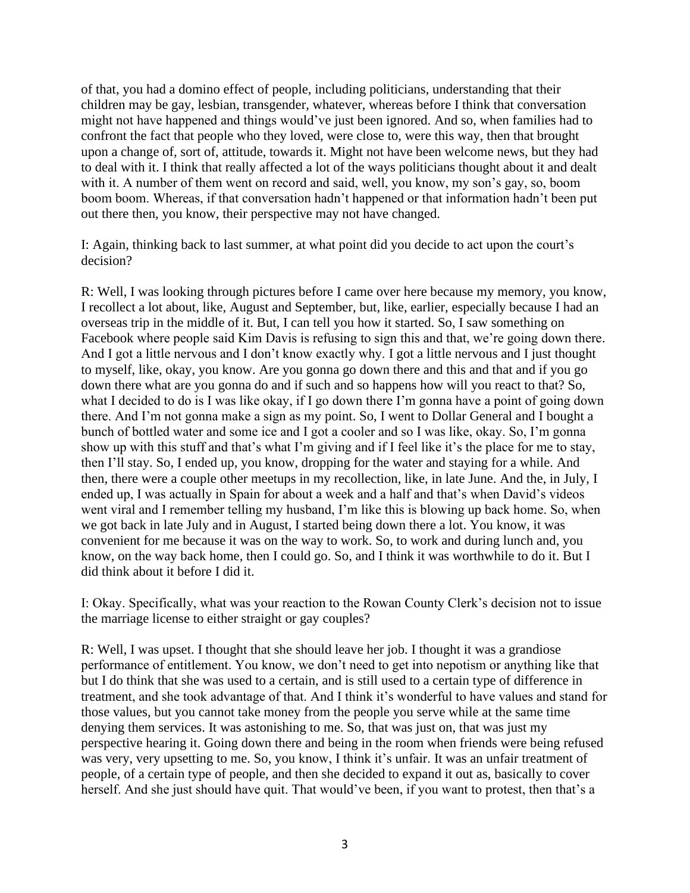of that, you had a domino effect of people, including politicians, understanding that their children may be gay, lesbian, transgender, whatever, whereas before I think that conversation might not have happened and things would've just been ignored. And so, when families had to confront the fact that people who they loved, were close to, were this way, then that brought upon a change of, sort of, attitude, towards it. Might not have been welcome news, but they had to deal with it. I think that really affected a lot of the ways politicians thought about it and dealt with it. A number of them went on record and said, well, you know, my son's gay, so, boom boom boom. Whereas, if that conversation hadn't happened or that information hadn't been put out there then, you know, their perspective may not have changed.

I: Again, thinking back to last summer, at what point did you decide to act upon the court's decision?

R: Well, I was looking through pictures before I came over here because my memory, you know, I recollect a lot about, like, August and September, but, like, earlier, especially because I had an overseas trip in the middle of it. But, I can tell you how it started. So, I saw something on Facebook where people said Kim Davis is refusing to sign this and that, we're going down there. And I got a little nervous and I don't know exactly why. I got a little nervous and I just thought to myself, like, okay, you know. Are you gonna go down there and this and that and if you go down there what are you gonna do and if such and so happens how will you react to that? So, what I decided to do is I was like okay, if I go down there I'm gonna have a point of going down there. And I'm not gonna make a sign as my point. So, I went to Dollar General and I bought a bunch of bottled water and some ice and I got a cooler and so I was like, okay. So, I'm gonna show up with this stuff and that's what I'm giving and if I feel like it's the place for me to stay, then I'll stay. So, I ended up, you know, dropping for the water and staying for a while. And then, there were a couple other meetups in my recollection, like, in late June. And the, in July, I ended up, I was actually in Spain for about a week and a half and that's when David's videos went viral and I remember telling my husband, I'm like this is blowing up back home. So, when we got back in late July and in August, I started being down there a lot. You know, it was convenient for me because it was on the way to work. So, to work and during lunch and, you know, on the way back home, then I could go. So, and I think it was worthwhile to do it. But I did think about it before I did it.

I: Okay. Specifically, what was your reaction to the Rowan County Clerk's decision not to issue the marriage license to either straight or gay couples?

R: Well, I was upset. I thought that she should leave her job. I thought it was a grandiose performance of entitlement. You know, we don't need to get into nepotism or anything like that but I do think that she was used to a certain, and is still used to a certain type of difference in treatment, and she took advantage of that. And I think it's wonderful to have values and stand for those values, but you cannot take money from the people you serve while at the same time denying them services. It was astonishing to me. So, that was just on, that was just my perspective hearing it. Going down there and being in the room when friends were being refused was very, very upsetting to me. So, you know, I think it's unfair. It was an unfair treatment of people, of a certain type of people, and then she decided to expand it out as, basically to cover herself. And she just should have quit. That would've been, if you want to protest, then that's a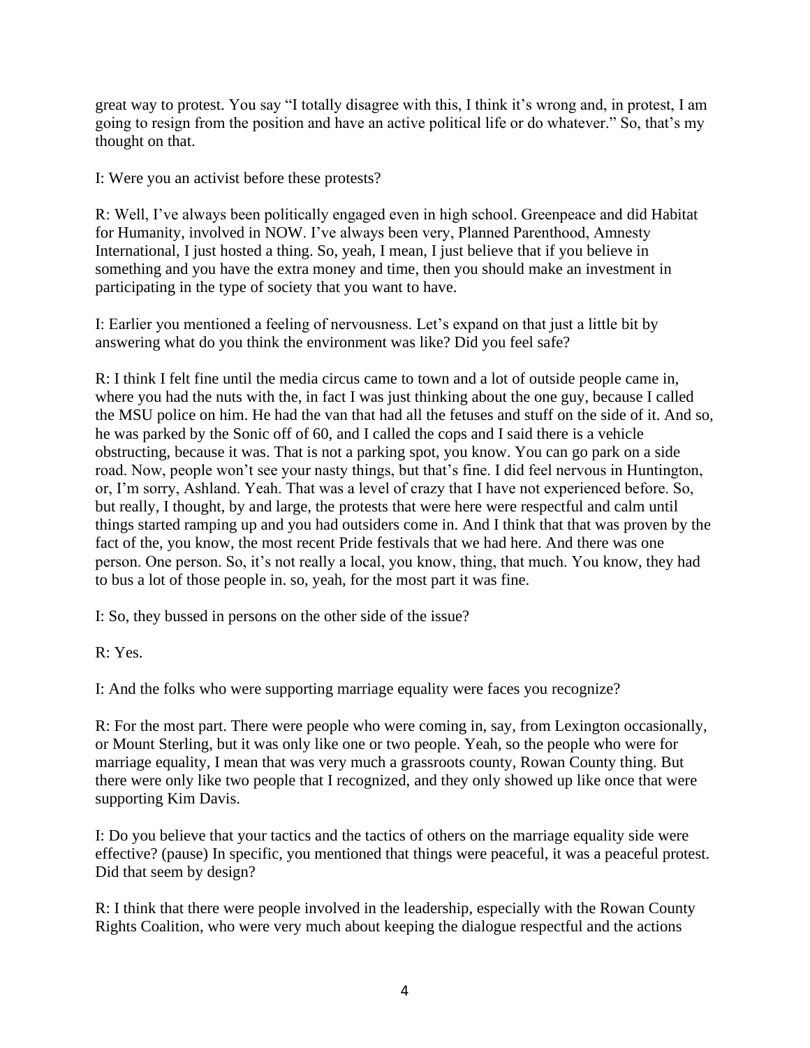great way to protest. You say "I totally disagree with this, I think it's wrong and, in protest, I am going to resign from the position and have an active political life or do whatever." So, that's my thought on that.

I: Were you an activist before these protests?

R: Well, I've always been politically engaged even in high school. Greenpeace and did Habitat for Humanity, involved in NOW. I've always been very, Planned Parenthood, Amnesty International, I just hosted a thing. So, yeah, I mean, I just believe that if you believe in something and you have the extra money and time, then you should make an investment in participating in the type of society that you want to have.

I: Earlier you mentioned a feeling of nervousness. Let's expand on that just a little bit by answering what do you think the environment was like? Did you feel safe?

R: I think I felt fine until the media circus came to town and a lot of outside people came in, where you had the nuts with the, in fact I was just thinking about the one guy, because I called the MSU police on him. He had the van that had all the fetuses and stuff on the side of it. And so, he was parked by the Sonic off of 60, and I called the cops and I said there is a vehicle obstructing, because it was. That is not a parking spot, you know. You can go park on a side road. Now, people won't see your nasty things, but that's fine. I did feel nervous in Huntington, or, I'm sorry, Ashland. Yeah. That was a level of crazy that I have not experienced before. So, but really, I thought, by and large, the protests that were here were respectful and calm until things started ramping up and you had outsiders come in. And I think that that was proven by the fact of the, you know, the most recent Pride festivals that we had here. And there was one person. One person. So, it's not really a local, you know, thing, that much. You know, they had to bus a lot of those people in. so, yeah, for the most part it was fine.

I: So, they bussed in persons on the other side of the issue?

R: Yes.

I: And the folks who were supporting marriage equality were faces you recognize?

R: For the most part. There were people who were coming in, say, from Lexington occasionally, or Mount Sterling, but it was only like one or two people. Yeah, so the people who were for marriage equality, I mean that was very much a grassroots county, Rowan County thing. But there were only like two people that I recognized, and they only showed up like once that were supporting Kim Davis.

I: Do you believe that your tactics and the tactics of others on the marriage equality side were effective? (pause) In specific, you mentioned that things were peaceful, it was a peaceful protest. Did that seem by design?

R: I think that there were people involved in the leadership, especially with the Rowan County Rights Coalition, who were very much about keeping the dialogue respectful and the actions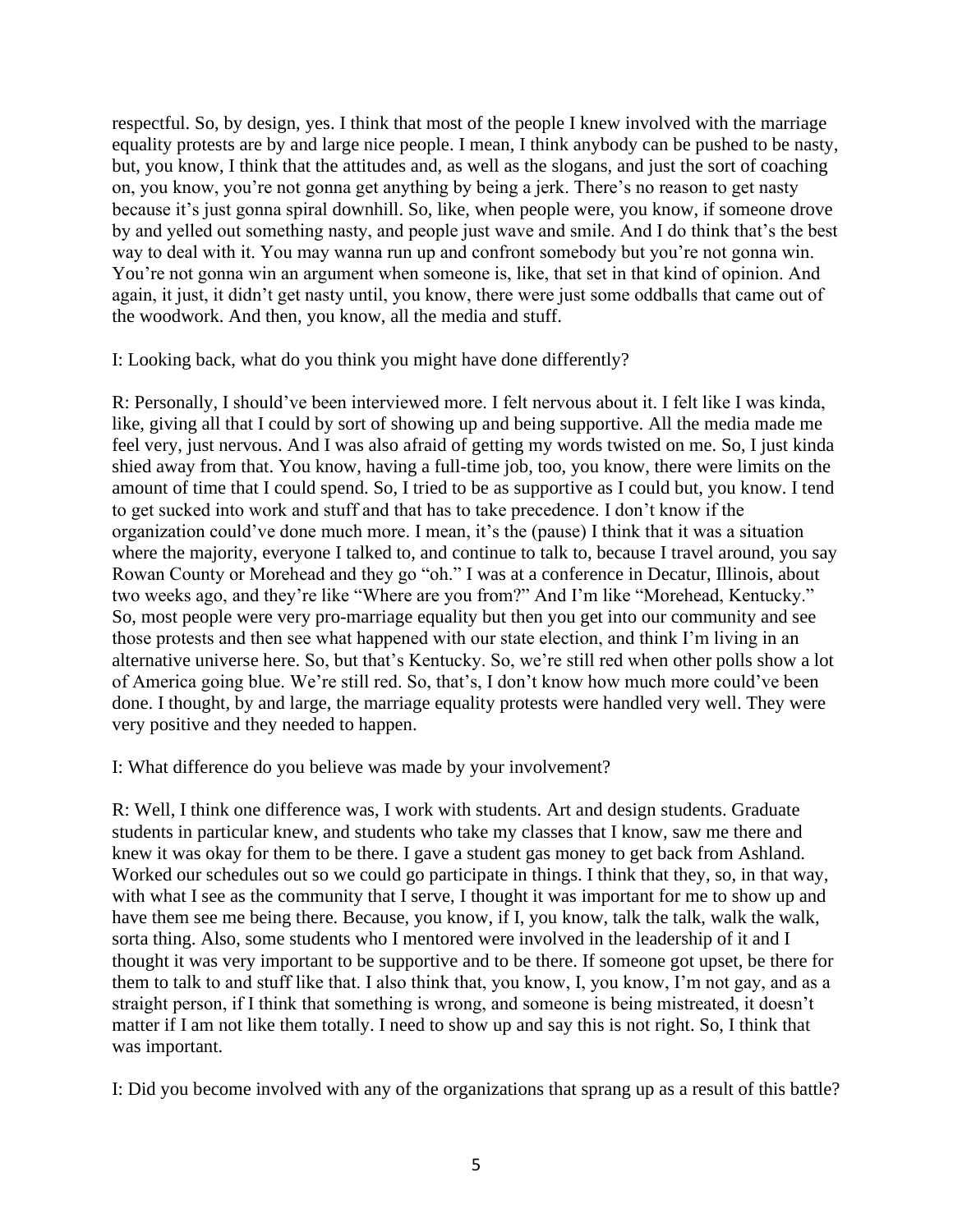respectful. So, by design, yes. I think that most of the people I knew involved with the marriage equality protests are by and large nice people. I mean, I think anybody can be pushed to be nasty, but, you know, I think that the attitudes and, as well as the slogans, and just the sort of coaching on, you know, you're not gonna get anything by being a jerk. There's no reason to get nasty because it's just gonna spiral downhill. So, like, when people were, you know, if someone drove by and yelled out something nasty, and people just wave and smile. And I do think that's the best way to deal with it. You may wanna run up and confront somebody but you're not gonna win. You're not gonna win an argument when someone is, like, that set in that kind of opinion. And again, it just, it didn't get nasty until, you know, there were just some oddballs that came out of the woodwork. And then, you know, all the media and stuff.

I: Looking back, what do you think you might have done differently?

R: Personally, I should've been interviewed more. I felt nervous about it. I felt like I was kinda, like, giving all that I could by sort of showing up and being supportive. All the media made me feel very, just nervous. And I was also afraid of getting my words twisted on me. So, I just kinda shied away from that. You know, having a full-time job, too, you know, there were limits on the amount of time that I could spend. So, I tried to be as supportive as I could but, you know. I tend to get sucked into work and stuff and that has to take precedence. I don't know if the organization could've done much more. I mean, it's the (pause) I think that it was a situation where the majority, everyone I talked to, and continue to talk to, because I travel around, you say Rowan County or Morehead and they go "oh." I was at a conference in Decatur, Illinois, about two weeks ago, and they're like "Where are you from?" And I'm like "Morehead, Kentucky." So, most people were very pro-marriage equality but then you get into our community and see those protests and then see what happened with our state election, and think I'm living in an alternative universe here. So, but that's Kentucky. So, we're still red when other polls show a lot of America going blue. We're still red. So, that's, I don't know how much more could've been done. I thought, by and large, the marriage equality protests were handled very well. They were very positive and they needed to happen.

I: What difference do you believe was made by your involvement?

R: Well, I think one difference was, I work with students. Art and design students. Graduate students in particular knew, and students who take my classes that I know, saw me there and knew it was okay for them to be there. I gave a student gas money to get back from Ashland. Worked our schedules out so we could go participate in things. I think that they, so, in that way, with what I see as the community that I serve, I thought it was important for me to show up and have them see me being there. Because, you know, if I, you know, talk the talk, walk the walk, sorta thing. Also, some students who I mentored were involved in the leadership of it and I thought it was very important to be supportive and to be there. If someone got upset, be there for them to talk to and stuff like that. I also think that, you know, I, you know, I'm not gay, and as a straight person, if I think that something is wrong, and someone is being mistreated, it doesn't matter if I am not like them totally. I need to show up and say this is not right. So, I think that was important.

I: Did you become involved with any of the organizations that sprang up as a result of this battle?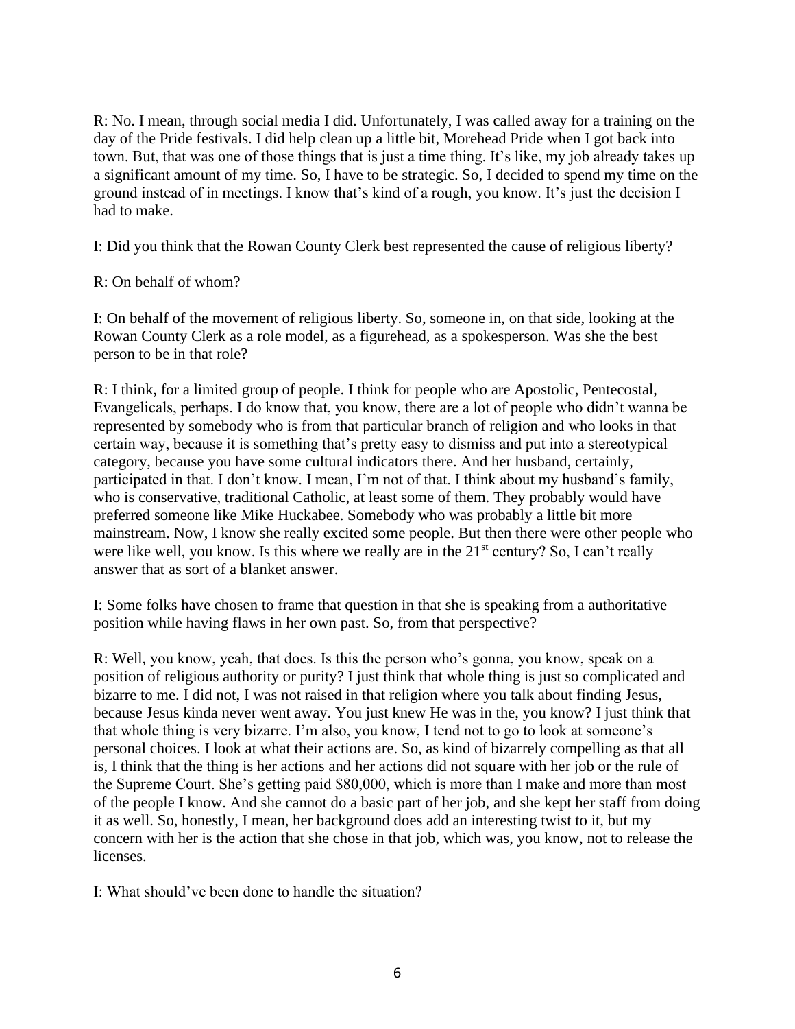R: No. I mean, through social media I did. Unfortunately, I was called away for a training on the day of the Pride festivals. I did help clean up a little bit, Morehead Pride when I got back into town. But, that was one of those things that is just a time thing. It's like, my job already takes up a significant amount of my time. So, I have to be strategic. So, I decided to spend my time on the ground instead of in meetings. I know that's kind of a rough, you know. It's just the decision I had to make.

I: Did you think that the Rowan County Clerk best represented the cause of religious liberty?

R: On behalf of whom?

I: On behalf of the movement of religious liberty. So, someone in, on that side, looking at the Rowan County Clerk as a role model, as a figurehead, as a spokesperson. Was she the best person to be in that role?

R: I think, for a limited group of people. I think for people who are Apostolic, Pentecostal, Evangelicals, perhaps. I do know that, you know, there are a lot of people who didn't wanna be represented by somebody who is from that particular branch of religion and who looks in that certain way, because it is something that's pretty easy to dismiss and put into a stereotypical category, because you have some cultural indicators there. And her husband, certainly, participated in that. I don't know. I mean, I'm not of that. I think about my husband's family, who is conservative, traditional Catholic, at least some of them. They probably would have preferred someone like Mike Huckabee. Somebody who was probably a little bit more mainstream. Now, I know she really excited some people. But then there were other people who were like well, you know. Is this where we really are in the 21st century? So, I can't really answer that as sort of a blanket answer.

I: Some folks have chosen to frame that question in that she is speaking from a authoritative position while having flaws in her own past. So, from that perspective?

R: Well, you know, yeah, that does. Is this the person who's gonna, you know, speak on a position of religious authority or purity? I just think that whole thing is just so complicated and bizarre to me. I did not, I was not raised in that religion where you talk about finding Jesus, because Jesus kinda never went away. You just knew He was in the, you know? I just think that that whole thing is very bizarre. I'm also, you know, I tend not to go to look at someone's personal choices. I look at what their actions are. So, as kind of bizarrely compelling as that all is, I think that the thing is her actions and her actions did not square with her job or the rule of the Supreme Court. She's getting paid $80,000, which is more than I make and more than most of the people I know. And she cannot do a basic part of her job, and she kept her staff from doing it as well. So, honestly, I mean, her background does add an interesting twist to it, but my concern with her is the action that she chose in that job, which was, you know, not to release the licenses.

I: What should've been done to handle the situation?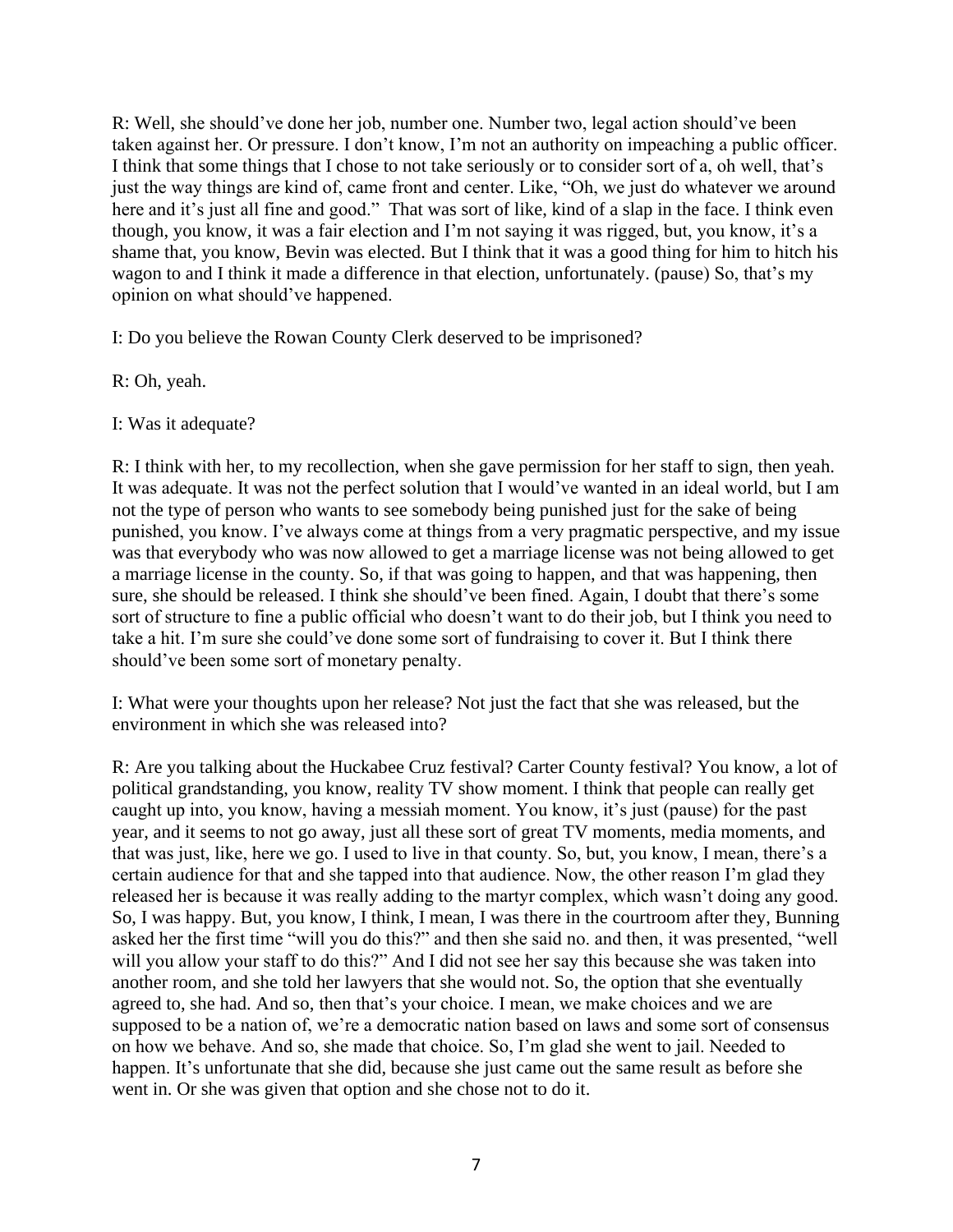R: Well, she should've done her job, number one. Number two, legal action should've been taken against her. Or pressure. I don't know, I'm not an authority on impeaching a public officer. I think that some things that I chose to not take seriously or to consider sort of a, oh well, that's just the way things are kind of, came front and center. Like, "Oh, we just do whatever we around here and it's just all fine and good." That was sort of like, kind of a slap in the face. I think even though, you know, it was a fair election and I'm not saying it was rigged, but, you know, it's a shame that, you know, Bevin was elected. But I think that it was a good thing for him to hitch his wagon to and I think it made a difference in that election, unfortunately. (pause) So, that's my opinion on what should've happened.

I: Do you believe the Rowan County Clerk deserved to be imprisoned?

R: Oh, yeah.

I: Was it adequate?

R: I think with her, to my recollection, when she gave permission for her staff to sign, then yeah. It was adequate. It was not the perfect solution that I would've wanted in an ideal world, but I am not the type of person who wants to see somebody being punished just for the sake of being punished, you know. I've always come at things from a very pragmatic perspective, and my issue was that everybody who was now allowed to get a marriage license was not being allowed to get a marriage license in the county. So, if that was going to happen, and that was happening, then sure, she should be released. I think she should've been fined. Again, I doubt that there's some sort of structure to fine a public official who doesn't want to do their job, but I think you need to take a hit. I'm sure she could've done some sort of fundraising to cover it. But I think there should've been some sort of monetary penalty.

I: What were your thoughts upon her release? Not just the fact that she was released, but the environment in which she was released into?

R: Are you talking about the Huckabee Cruz festival? Carter County festival? You know, a lot of political grandstanding, you know, reality TV show moment. I think that people can really get caught up into, you know, having a messiah moment. You know, it's just (pause) for the past year, and it seems to not go away, just all these sort of great TV moments, media moments, and that was just, like, here we go. I used to live in that county. So, but, you know, I mean, there's a certain audience for that and she tapped into that audience. Now, the other reason I'm glad they released her is because it was really adding to the martyr complex, which wasn't doing any good. So, I was happy. But, you know, I think, I mean, I was there in the courtroom after they, Bunning asked her the first time "will you do this?" and then she said no. and then, it was presented, "well will you allow your staff to do this?" And I did not see her say this because she was taken into another room, and she told her lawyers that she would not. So, the option that she eventually agreed to, she had. And so, then that's your choice. I mean, we make choices and we are supposed to be a nation of, we're a democratic nation based on laws and some sort of consensus on how we behave. And so, she made that choice. So, I'm glad she went to jail. Needed to happen. It's unfortunate that she did, because she just came out the same result as before she went in. Or she was given that option and she chose not to do it.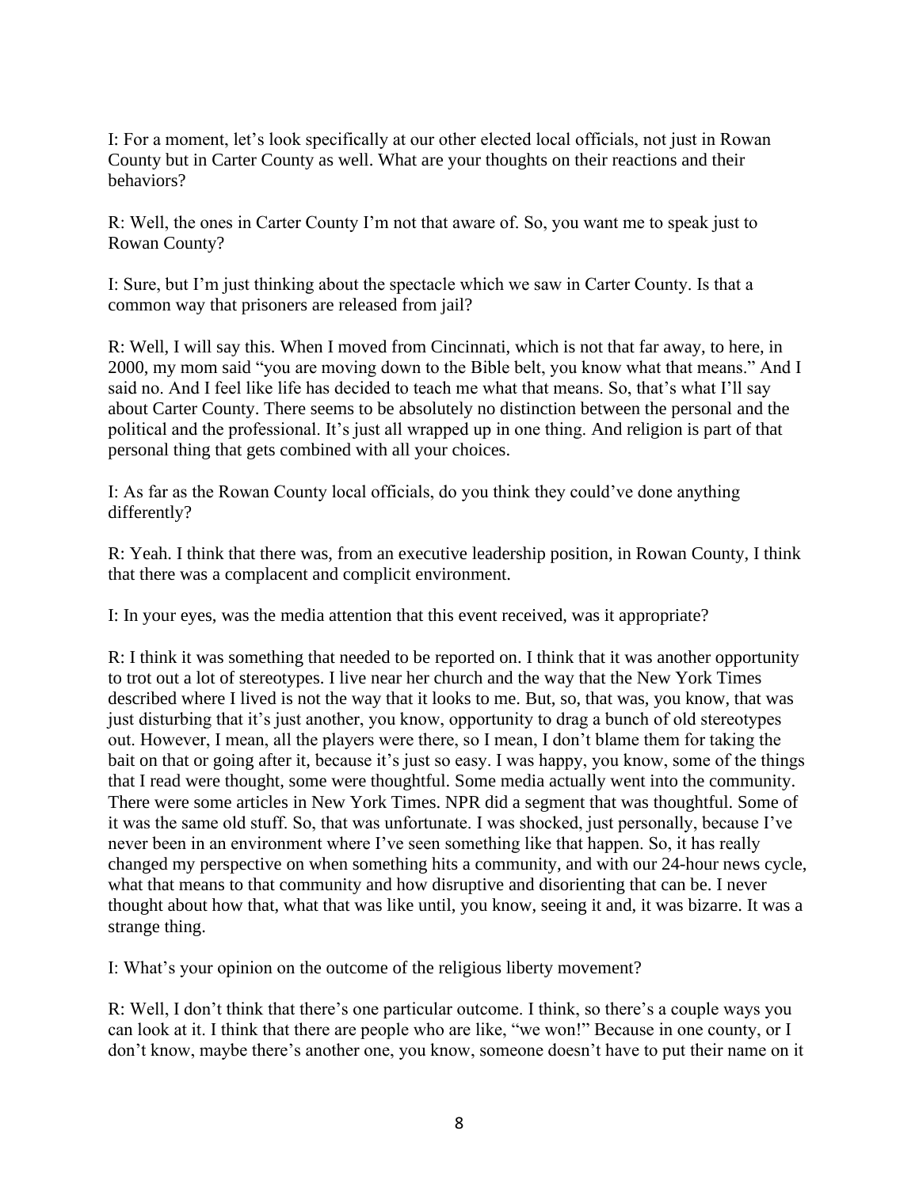I: For a moment, let's look specifically at our other elected local officials, not just in Rowan County but in Carter County as well. What are your thoughts on their reactions and their behaviors?

R: Well, the ones in Carter County I'm not that aware of. So, you want me to speak just to Rowan County?

I: Sure, but I'm just thinking about the spectacle which we saw in Carter County. Is that a common way that prisoners are released from jail?

R: Well, I will say this. When I moved from Cincinnati, which is not that far away, to here, in 2000, my mom said "you are moving down to the Bible belt, you know what that means." And I said no. And I feel like life has decided to teach me what that means. So, that's what I'll say about Carter County. There seems to be absolutely no distinction between the personal and the political and the professional. It's just all wrapped up in one thing. And religion is part of that personal thing that gets combined with all your choices.

I: As far as the Rowan County local officials, do you think they could've done anything differently?

R: Yeah. I think that there was, from an executive leadership position, in Rowan County, I think that there was a complacent and complicit environment.

I: In your eyes, was the media attention that this event received, was it appropriate?

R: I think it was something that needed to be reported on. I think that it was another opportunity to trot out a lot of stereotypes. I live near her church and the way that the New York Times described where I lived is not the way that it looks to me. But, so, that was, you know, that was just disturbing that it's just another, you know, opportunity to drag a bunch of old stereotypes out. However, I mean, all the players were there, so I mean, I don't blame them for taking the bait on that or going after it, because it's just so easy. I was happy, you know, some of the things that I read were thought, some were thoughtful. Some media actually went into the community. There were some articles in New York Times. NPR did a segment that was thoughtful. Some of it was the same old stuff. So, that was unfortunate. I was shocked, just personally, because I've never been in an environment where I've seen something like that happen. So, it has really changed my perspective on when something hits a community, and with our 24-hour news cycle, what that means to that community and how disruptive and disorienting that can be. I never thought about how that, what that was like until, you know, seeing it and, it was bizarre. It was a strange thing.

I: What's your opinion on the outcome of the religious liberty movement?

R: Well, I don't think that there's one particular outcome. I think, so there's a couple ways you can look at it. I think that there are people who are like, "we won!" Because in one county, or I don't know, maybe there's another one, you know, someone doesn't have to put their name on it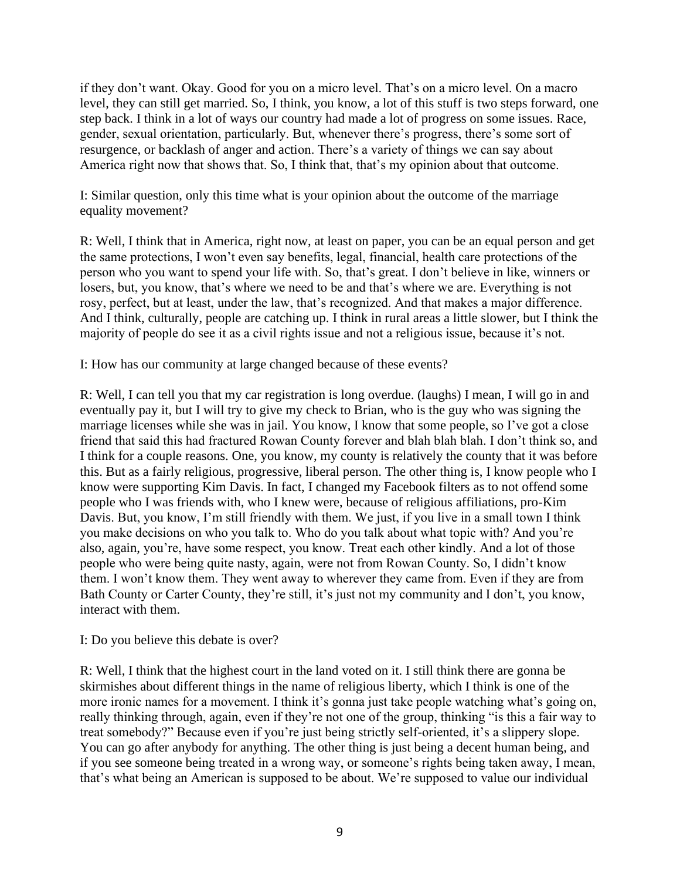if they don't want. Okay. Good for you on a micro level. That's on a micro level. On a macro level, they can still get married. So, I think, you know, a lot of this stuff is two steps forward, one step back. I think in a lot of ways our country had made a lot of progress on some issues. Race, gender, sexual orientation, particularly. But, whenever there's progress, there's some sort of resurgence, or backlash of anger and action. There's a variety of things we can say about America right now that shows that. So, I think that, that's my opinion about that outcome.

I: Similar question, only this time what is your opinion about the outcome of the marriage equality movement?

R: Well, I think that in America, right now, at least on paper, you can be an equal person and get the same protections, I won't even say benefits, legal, financial, health care protections of the person who you want to spend your life with. So, that's great. I don't believe in like, winners or losers, but, you know, that's where we need to be and that's where we are. Everything is not rosy, perfect, but at least, under the law, that's recognized. And that makes a major difference. And I think, culturally, people are catching up. I think in rural areas a little slower, but I think the majority of people do see it as a civil rights issue and not a religious issue, because it's not.

I: How has our community at large changed because of these events?

R: Well, I can tell you that my car registration is long overdue. (laughs) I mean, I will go in and eventually pay it, but I will try to give my check to Brian, who is the guy who was signing the marriage licenses while she was in jail. You know, I know that some people, so I've got a close friend that said this had fractured Rowan County forever and blah blah blah. I don't think so, and I think for a couple reasons. One, you know, my county is relatively the county that it was before this. But as a fairly religious, progressive, liberal person. The other thing is, I know people who I know were supporting Kim Davis. In fact, I changed my Facebook filters as to not offend some people who I was friends with, who I knew were, because of religious affiliations, pro-Kim Davis. But, you know, I'm still friendly with them. We just, if you live in a small town I think you make decisions on who you talk to. Who do you talk about what topic with? And you're also, again, you're, have some respect, you know. Treat each other kindly. And a lot of those people who were being quite nasty, again, were not from Rowan County. So, I didn't know them. I won't know them. They went away to wherever they came from. Even if they are from Bath County or Carter County, they're still, it's just not my community and I don't, you know, interact with them.

I: Do you believe this debate is over?

R: Well, I think that the highest court in the land voted on it. I still think there are gonna be skirmishes about different things in the name of religious liberty, which I think is one of the more ironic names for a movement. I think it's gonna just take people watching what's going on, really thinking through, again, even if they're not one of the group, thinking "is this a fair way to treat somebody?" Because even if you're just being strictly self-oriented, it's a slippery slope. You can go after anybody for anything. The other thing is just being a decent human being, and if you see someone being treated in a wrong way, or someone's rights being taken away, I mean, that's what being an American is supposed to be about. We're supposed to value our individual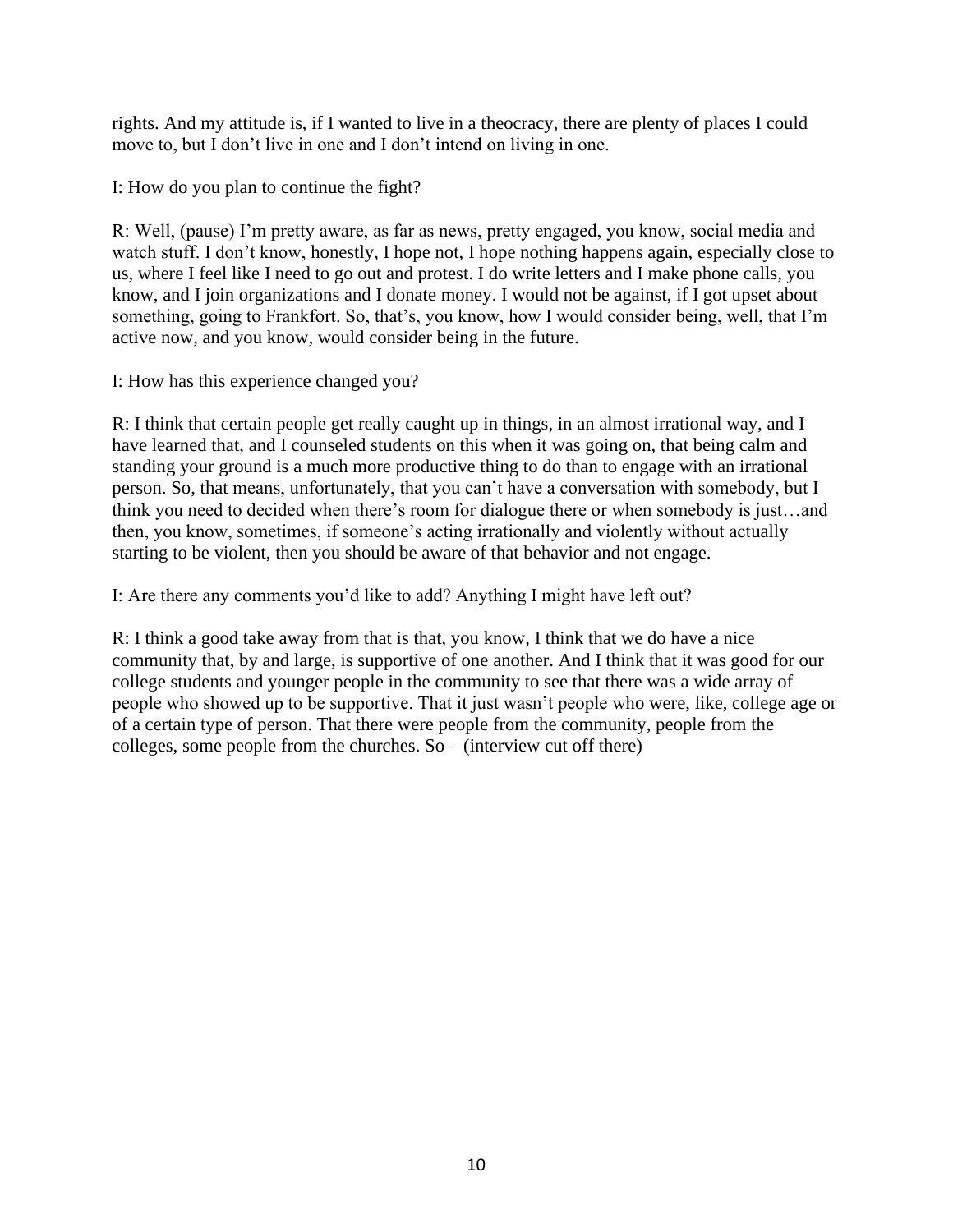rights. And my attitude is, if I wanted to live in a theocracy, there are plenty of places I could move to, but I don't live in one and I don't intend on living in one.

I: How do you plan to continue the fight?

R: Well, (pause) I'm pretty aware, as far as news, pretty engaged, you know, social media and watch stuff. I don't know, honestly, I hope not, I hope nothing happens again, especially close to us, where I feel like I need to go out and protest. I do write letters and I make phone calls, you know, and I join organizations and I donate money. I would not be against, if I got upset about something, going to Frankfort. So, that's, you know, how I would consider being, well, that I'm active now, and you know, would consider being in the future.

I: How has this experience changed you?

R: I think that certain people get really caught up in things, in an almost irrational way, and I have learned that, and I counseled students on this when it was going on, that being calm and standing your ground is a much more productive thing to do than to engage with an irrational person. So, that means, unfortunately, that you can't have a conversation with somebody, but I think you need to decided when there's room for dialogue there or when somebody is just…and then, you know, sometimes, if someone's acting irrationally and violently without actually starting to be violent, then you should be aware of that behavior and not engage.

I: Are there any comments you'd like to add? Anything I might have left out?

R: I think a good take away from that is that, you know, I think that we do have a nice community that, by and large, is supportive of one another. And I think that it was good for our college students and younger people in the community to see that there was a wide array of people who showed up to be supportive. That it just wasn't people who were, like, college age or of a certain type of person. That there were people from the community, people from the colleges, some people from the churches. So – (interview cut off there)